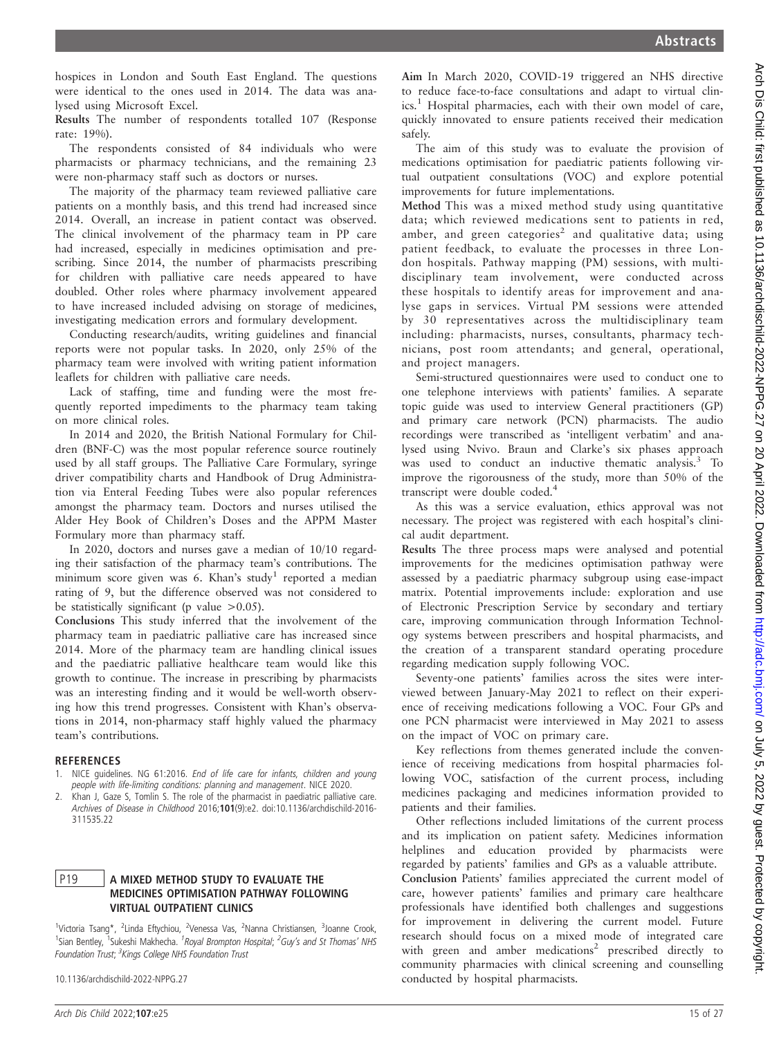hospices in London and South East England. The questions were identical to the ones used in 2014. The data was analysed using Microsoft Excel.

**Results** The number of respondents totalled 107 (Response rate: 19%).

The respondents consisted of 84 individuals who were pharmacists or pharmacy technicians, and the remaining 23 were non-pharmacy staff such as doctors or nurses.

The majority of the pharmacy team reviewed palliative care patients on a monthly basis, and this trend had increased since 2014. Overall, an increase in patient contact was observed. The clinical involvement of the pharmacy team in PP care had increased, especially in medicines optimisation and prescribing. Since 2014, the number of pharmacists prescribing for children with palliative care needs appeared to have doubled. Other roles where pharmacy involvement appeared to have increased included advising on storage of medicines, investigating medication errors and formulary development.

Conducting research/audits, writing guidelines and financial reports were not popular tasks. In 2020, only 25% of the pharmacy team were involved with writing patient information leaflets for children with palliative care needs.

Lack of staffing, time and funding were the most frequently reported impediments to the pharmacy team taking on more clinical roles.

In 2014 and 2020, the British National Formulary for Children (BNF-C) was the most popular reference source routinely used by all staff groups. The Palliative Care Formulary, syringe driver compatibility charts and Handbook of Drug Administration via Enteral Feeding Tubes were also popular references amongst the pharmacy team. Doctors and nurses utilised the Alder Hey Book of Children's Doses and the APPM Master Formulary more than pharmacy staff.

In 2020, doctors and nurses gave a median of 10/10 regarding their satisfaction of the pharmacy team's contributions. The minimum score given was 6. Khan's study[1] reported a median rating of 9, but the difference observed was not considered to be statistically significant (p value $>0.05$).

**Conclusions** This study inferred that the involvement of the pharmacy team in paediatric palliative care has increased since 2014. More of the pharmacy team are handling clinical issues and the paediatric palliative healthcare team would like this growth to continue. The increase in prescribing by pharmacists was an interesting finding and it would be well-worth observing how this trend progresses. Consistent with Khan's observations in 2014, non-pharmacy staff highly valued the pharmacy team's contributions.

### REFERENCES

1. NICE guidelines. NG 61:2016. *End of life care for infants, children and young people with life-limiting conditions: planning and management*. NICE 2020.
2. Khan J, Gaze S, Tomlin S. The role of the pharmacist in paediatric palliative care. *Archives of Disease in Childhood* 2016;**101**(9):e2. doi:10.1136/archdischild-2016-311535.22

## P19 A MIXED METHOD STUDY TO EVALUATE THE MEDICINES OPTIMISATION PATHWAY FOLLOWING VIRTUAL OUTPATIENT CLINICS

[1]Victoria Tsang*, [2]Linda Eftychiou, [2]Venessa Vas, [2]Nanna Christiansen, [3]Joanne Crook, [1]Sian Bentley, [1]Sukeshi Makhecha. [1]*Royal Brompton Hospital;* [2]*Guy's and St Thomas' NHS Foundation Trust;* [3]*Kings College NHS Foundation Trust*

10.1136/archdischild-2022-NPPG.27

**Aim** In March 2020, COVID-19 triggered an NHS directive to reduce face-to-face consultations and adapt to virtual clinics.[1] Hospital pharmacies, each with their own model of care, quickly innovated to ensure patients received their medication safely.

The aim of this study was to evaluate the provision of medications optimisation for paediatric patients following virtual outpatient consultations (VOC) and explore potential improvements for future implementations.

**Method** This was a mixed method study using quantitative data; which reviewed medications sent to patients in red, amber, and green categories[2] and qualitative data; using patient feedback, to evaluate the processes in three London hospitals. Pathway mapping (PM) sessions, with multidisciplinary team involvement, were conducted across these hospitals to identify areas for improvement and analyse gaps in services. Virtual PM sessions were attended by 30 representatives across the multidisciplinary team including: pharmacists, nurses, consultants, pharmacy technicians, post room attendants; and general, operational, and project managers.

Semi-structured questionnaires were used to conduct one to one telephone interviews with patients' families. A separate topic guide was used to interview General practitioners (GP) and primary care network (PCN) pharmacists. The audio recordings were transcribed as 'intelligent verbatim' and analysed using Nvivo. Braun and Clarke's six phases approach was used to conduct an inductive thematic analysis.[3] To improve the rigorousness of the study, more than 50% of the transcript were double coded.[4]

As this was a service evaluation, ethics approval was not necessary. The project was registered with each hospital's clinical audit department.

**Results** The three process maps were analysed and potential improvements for the medicines optimisation pathway were assessed by a paediatric pharmacy subgroup using ease-impact matrix. Potential improvements include: exploration and use of Electronic Prescription Service by secondary and tertiary care, improving communication through Information Technology systems between prescribers and hospital pharmacists, and the creation of a transparent standard operating procedure regarding medication supply following VOC.

Seventy-one patients' families across the sites were interviewed between January-May 2021 to reflect on their experience of receiving medications following a VOC. Four GPs and one PCN pharmacist were interviewed in May 2021 to assess on the impact of VOC on primary care.

Key reflections from themes generated include the convenience of receiving medications from hospital pharmacies following VOC, satisfaction of the current process, including medicines packaging and medicines information provided to patients and their families.

Other reflections included limitations of the current process and its implication on patient safety. Medicines information helplines and education provided by pharmacists were regarded by patients' families and GPs as a valuable attribute.

**Conclusion** Patients' families appreciated the current model of care, however patients' families and primary care healthcare professionals have identified both challenges and suggestions for improvement in delivering the current model. Future research should focus on a mixed mode of integrated care with green and amber medications[2] prescribed directly to community pharmacies with clinical screening and counselling conducted by hospital pharmacists.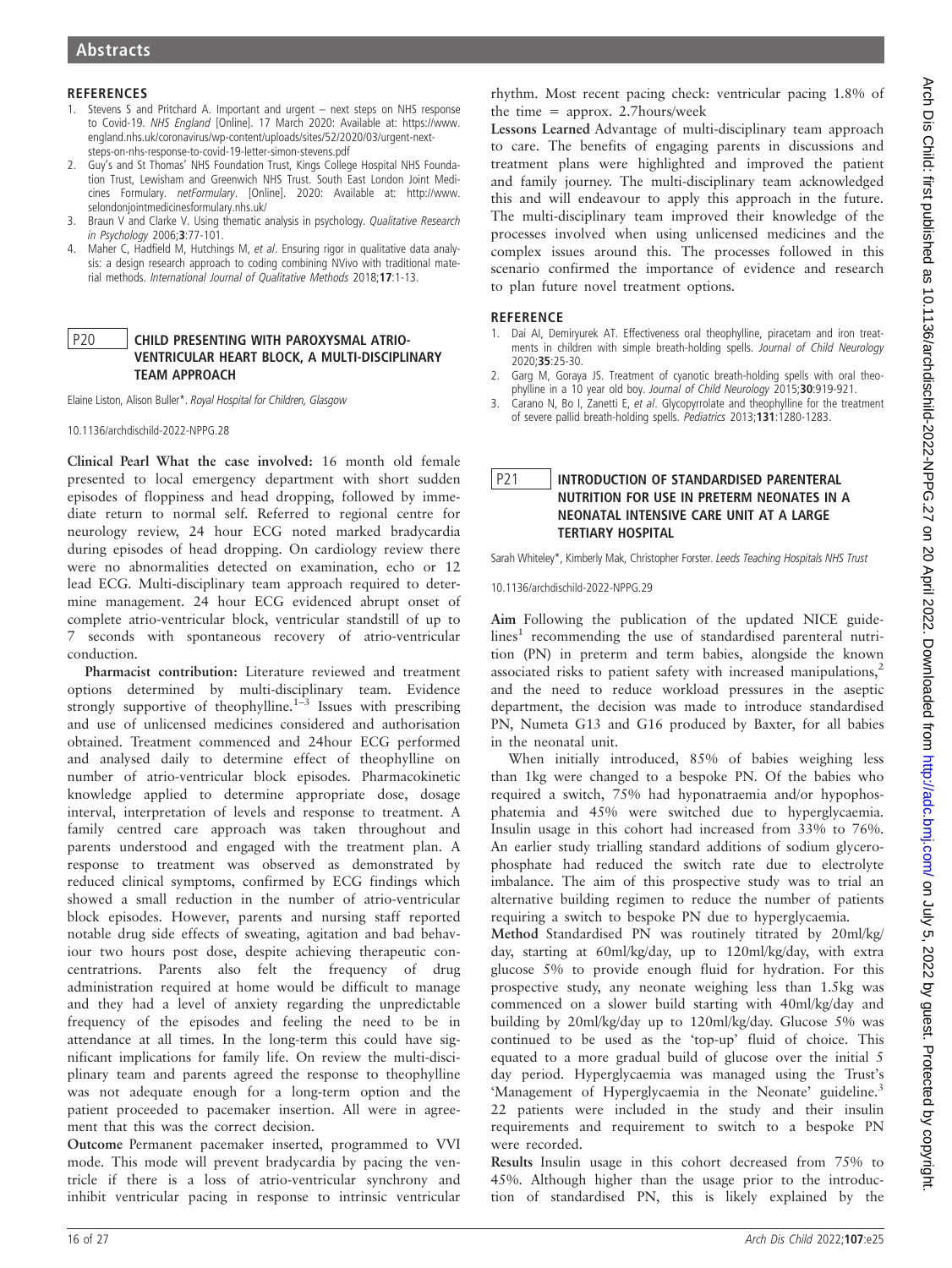## REFERENCES

1. Stevens S and Pritchard A. Important and urgent – next steps on NHS response to Covid-19. *NHS England* [Online]. 17 March 2020: Available at: https://www.england.nhs.uk/coronavirus/wp-content/uploads/sites/52/2020/03/urgent-next-steps-on-nhs-response-to-covid-19-letter-simon-stevens.pdf
2. Guy's and St Thomas' NHS Foundation Trust, Kings College Hospital NHS Foundation Trust, Lewisham and Greenwich NHS Trust. South East London Joint Medicines Formulary. *netFormulary*. [Online]. 2020: Available at: http://www.selondonjointmedicinesformulary.nhs.uk/
3. Braun V and Clarke V. Using thematic analysis in psychology. *Qualitative Research in Psychology* 2006;**3**:77-101.
4. Maher C, Hadfield M, Hutchings M, *et al*. Ensuring rigor in qualitative data analysis: a design research approach to coding combining NVivo with traditional material methods. *International Journal of Qualitative Methods* 2018;**17**:1-13.

## P20 CHILD PRESENTING WITH PAROXYSMAL ATRIO-VENTRICULAR HEART BLOCK, A MULTI-DISCIPLINARY TEAM APPROACH

Elaine Liston, Alison Buller\*. *Royal Hospital for Children, Glasgow*

10.1136/archdischild-2022-NPPG.28

**Clinical Pearl What the case involved:** 16 month old female presented to local emergency department with short sudden episodes of floppiness and head dropping, followed by immediate return to normal self. Referred to regional centre for neurology review, 24 hour ECG noted marked bradycardia during episodes of head dropping. On cardiology review there were no abnormalities detected on examination, echo or 12 lead ECG. Multi-disciplinary team approach required to determine management. 24 hour ECG evidenced abrupt onset of complete atrio-ventricular block, ventricular standstill of up to 7 seconds with spontaneous recovery of atrio-ventricular conduction.

**Pharmacist contribution:** Literature reviewed and treatment options determined by multi-disciplinary team. Evidence strongly supportive of theophylline.[1–3] Issues with prescribing and use of unlicensed medicines considered and authorisation obtained. Treatment commenced and 24hour ECG performed and analysed daily to determine effect of theophylline on number of atrio-ventricular block episodes. Pharmacokinetic knowledge applied to determine appropriate dose, dosage interval, interpretation of levels and response to treatment. A family centred care approach was taken throughout and parents understood and engaged with the treatment plan. A response to treatment was observed as demonstrated by reduced clinical symptoms, confirmed by ECG findings which showed a small reduction in the number of atrio-ventricular block episodes. However, parents and nursing staff reported notable drug side effects of sweating, agitation and bad behaviour two hours post dose, despite achieving therapeutic concentratrions. Parents also felt the frequency of drug administration required at home would be difficult to manage and they had a level of anxiety regarding the unpredictable frequency of the episodes and feeling the need to be in attendance at all times. In the long-term this could have significant implications for family life. On review the multi-disciplinary team and parents agreed the response to theophylline was not adequate enough for a long-term option and the patient proceeded to pacemaker insertion. All were in agreement that this was the correct decision.

**Outcome** Permanent pacemaker inserted, programmed to VVI mode. This mode will prevent bradycardia by pacing the ventricle if there is a loss of atrio-ventricular synchrony and inhibit ventricular pacing in response to intrinsic ventricular rhythm. Most recent pacing check: ventricular pacing 1.8% of the time = approx. 2.7hours/week

**Lessons Learned** Advantage of multi-disciplinary team approach to care. The benefits of engaging parents in discussions and treatment plans were highlighted and improved the patient and family journey. The multi-disciplinary team acknowledged this and will endeavour to apply this approach in the future. The multi-disciplinary team improved their knowledge of the processes involved when using unlicensed medicines and the complex issues around this. The processes followed in this scenario confirmed the importance of evidence and research to plan future novel treatment options.

## REFERENCE

1. Dai AI, Demiryurek AT. Effectiveness oral theophylline, piracetam and iron treatments in children with simple breath-holding spells. *Journal of Child Neurology* 2020;**35**:25-30.
2. Garg M, Goraya JS. Treatment of cyanotic breath-holding spells with oral theophylline in a 10 year old boy. *Journal of Child Neurology* 2015;**30**:919-921.
3. Carano N, Bo I, Zanetti E, *et al*. Glycopyrrolate and theophylline for the treatment of severe pallid breath-holding spells. *Pediatrics* 2013;**131**:1280-1283.

## P21 INTRODUCTION OF STANDARDISED PARENTERAL NUTRITION FOR USE IN PRETERM NEONATES IN A NEONATAL INTENSIVE CARE UNIT AT A LARGE TERTIARY HOSPITAL

Sarah Whiteley\*, Kimberly Mak, Christopher Forster. *Leeds Teaching Hospitals NHS Trust*

10.1136/archdischild-2022-NPPG.29

**Aim** Following the publication of the updated NICE guidelines[1] recommending the use of standardised parenteral nutrition (PN) in preterm and term babies, alongside the known associated risks to patient safety with increased manipulations,[2] and the need to reduce workload pressures in the aseptic department, the decision was made to introduce standardised PN, Numeta G13 and G16 produced by Baxter, for all babies in the neonatal unit.

When initially introduced, 85% of babies weighing less than 1kg were changed to a bespoke PN. Of the babies who required a switch, 75% had hyponatraemia and/or hypophosphatemia and 45% were switched due to hyperglycaemia. Insulin usage in this cohort had increased from 33% to 76%. An earlier study trialling standard additions of sodium glycerophosphate had reduced the switch rate due to electrolyte imbalance. The aim of this prospective study was to trial an alternative building regimen to reduce the number of patients requiring a switch to bespoke PN due to hyperglycaemia.

**Method** Standardised PN was routinely titrated by 20ml/kg/day, starting at 60ml/kg/day, up to 120ml/kg/day, with extra glucose 5% to provide enough fluid for hydration. For this prospective study, any neonate weighing less than 1.5kg was commenced on a slower build starting with 40ml/kg/day and building by 20ml/kg/day up to 120ml/kg/day. Glucose 5% was continued to be used as the 'top-up' fluid of choice. This equated to a more gradual build of glucose over the initial 5 day period. Hyperglycaemia was managed using the Trust's 'Management of Hyperglycaemia in the Neonate' guideline.[3] 22 patients were included in the study and their insulin requirements and requirement to switch to a bespoke PN were recorded.

**Results** Insulin usage in this cohort decreased from 75% to 45%. Although higher than the usage prior to the introduction of standardised PN, this is likely explained by the